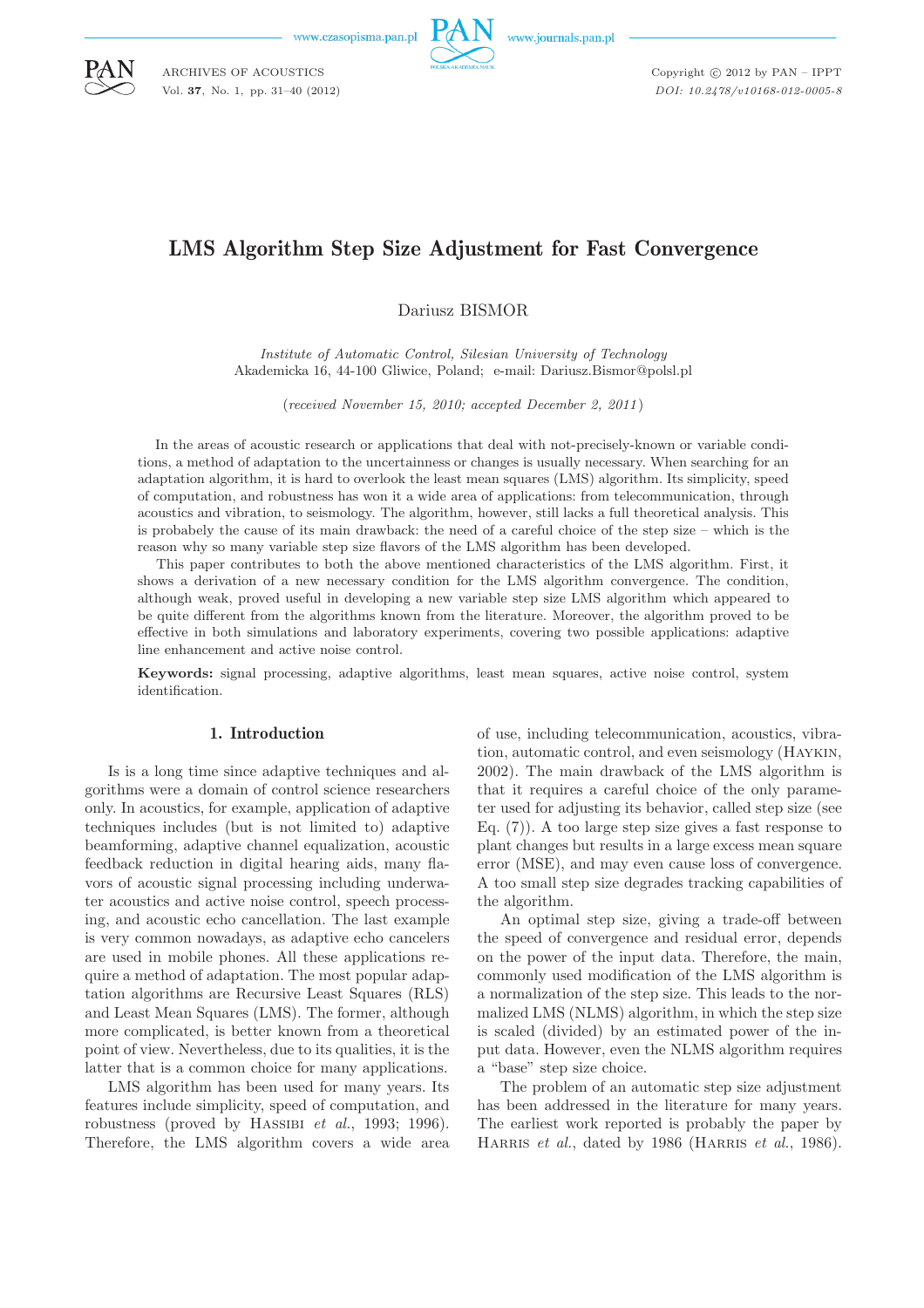# LMS Algorithm Step Size Adjustment for Fast Convergence

Dariusz BISMOR

*Institute of Automatic Control, Silesian University of Technology*
Akademicka 16, 44-100 Gliwice, Poland; e-mail: Dariusz.Bismor@polsl.pl

(*received November 15, 2010; accepted December 2, 2011*)

In the areas of acoustic research or applications that deal with not-precisely-known or variable conditions, a method of adaptation to the uncertainness or changes is usually necessary. When searching for an adaptation algorithm, it is hard to overlook the least mean squares (LMS) algorithm. Its simplicity, speed of computation, and robustness has won it a wide area of applications: from telecommunication, through acoustics and vibration, to seismology. The algorithm, however, still lacks a full theoretical analysis. This is probably the cause of its main drawback: the need of a careful choice of the step size – which is the reason why so many variable step size flavors of the LMS algorithm has been developed.

This paper contributes to both the above mentioned characteristics of the LMS algorithm. First, it shows a derivation of a new necessary condition for the LMS algorithm convergence. The condition, although weak, proved useful in developing a new variable step size LMS algorithm which appeared to be quite different from the algorithms known from the literature. Moreover, the algorithm proved to be effective in both simulations and laboratory experiments, covering two possible applications: adaptive line enhancement and active noise control.

**Keywords:** signal processing, adaptive algorithms, least mean squares, active noise control, system identification.

## 1. Introduction

Is is a long time since adaptive techniques and algorithms were a domain of control science researchers only. In acoustics, for example, application of adaptive techniques includes (but is not limited to) adaptive beamforming, adaptive channel equalization, acoustic feedback reduction in digital hearing aids, many flavors of acoustic signal processing including underwater acoustics and active noise control, speech processing, and acoustic echo cancellation. The last example is very common nowadays, as adaptive echo cancelers are used in mobile phones. All these applications require a method of adaptation. The most popular adaptation algorithms are Recursive Least Squares (RLS) and Least Mean Squares (LMS). The former, although more complicated, is better known from a theoretical point of view. Nevertheless, due to its qualities, it is the latter that is a common choice for many applications.

LMS algorithm has been used for many years. Its features include simplicity, speed of computation, and robustness (proved by Hassibi *et al.*, 1993; 1996). Therefore, the LMS algorithm covers a wide area of use, including telecommunication, acoustics, vibration, automatic control, and even seismology (Haykin, 2002). The main drawback of the LMS algorithm is that it requires a careful choice of the only parameter used for adjusting its behavior, called step size (see Eq. (7)). A too large step size gives a fast response to plant changes but results in a large excess mean square error (MSE), and may even cause loss of convergence. A too small step size degrades tracking capabilities of the algorithm.

An optimal step size, giving a trade-off between the speed of convergence and residual error, depends on the power of the input data. Therefore, the main, commonly used modification of the LMS algorithm is a normalization of the step size. This leads to the normalized LMS (NLMS) algorithm, in which the step size is scaled (divided) by an estimated power of the input data. However, even the NLMS algorithm requires a "base" step size choice.

The problem of an automatic step size adjustment has been addressed in the literature for many years. The earliest work reported is probably the paper by Harris *et al.*, dated by 1986 (Harris *et al.*, 1986).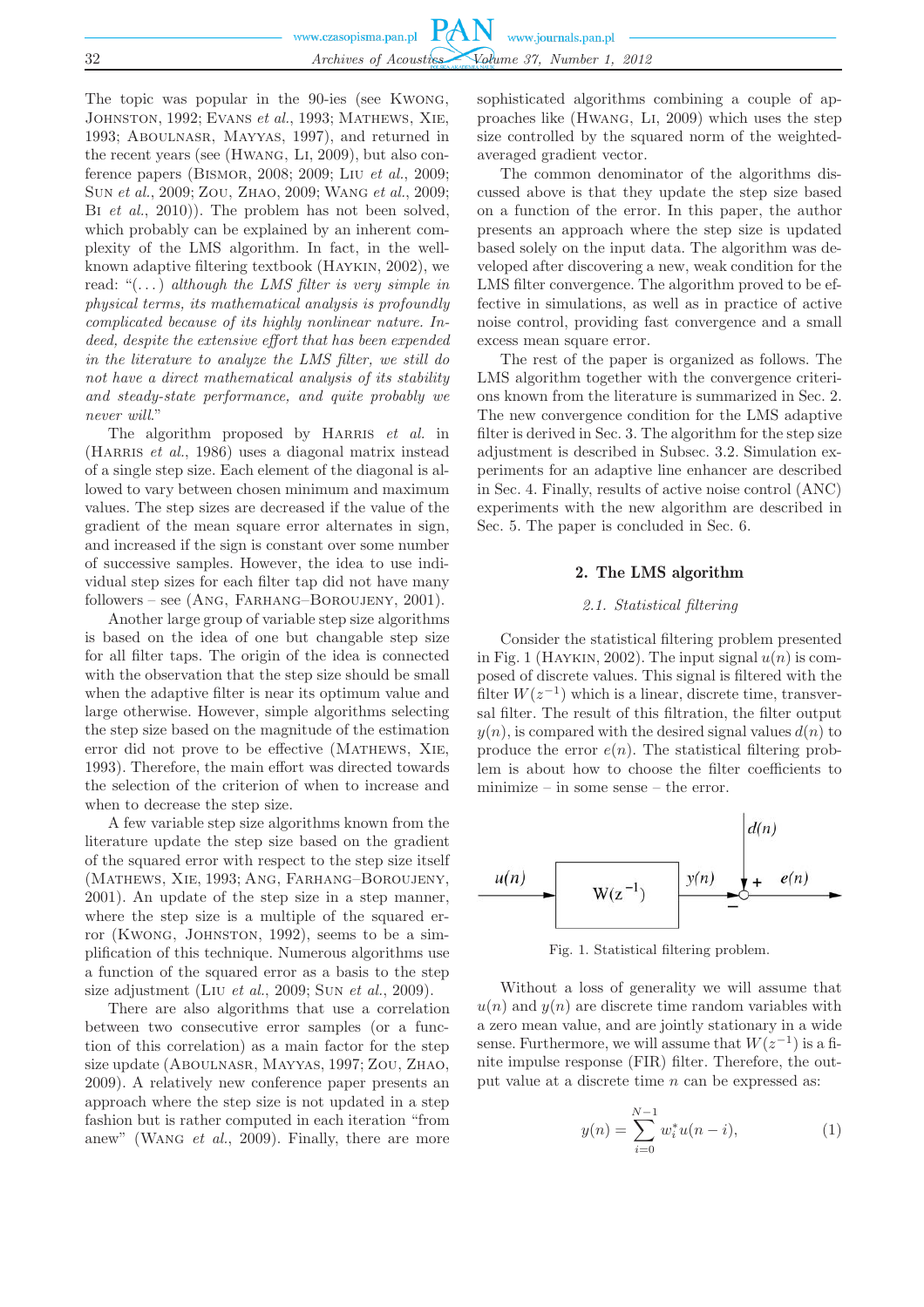The topic was popular in the 90-ies (see Kwong, Johnston, 1992; Evans *et al.*, 1993; Mathews, Xie, 1993; Aboulnasr, Mayyas, 1997), and returned in the recent years (see (Hwang, Li, 2009), but also conference papers (Bismor, 2008; 2009; Liu *et al.*, 2009; Sun *et al.*, 2009; Zou, Zhao, 2009; Wang *et al.*, 2009; Bi *et al.*, 2010)). The problem has not been solved, which probably can be explained by an inherent complexity of the LMS algorithm. In fact, in the well-known adaptive filtering textbook (Haykin, 2002), we read: "(...) *although the LMS filter is very simple in physical terms, its mathematical analysis is profoundly complicated because of its highly nonlinear nature. Indeed, despite the extensive effort that has been expended in the literature to analyze the LMS filter, we still do not have a direct mathematical analysis of its stability and steady-state performance, and quite probably we never will.*"

The algorithm proposed by Harris *et al.* in (Harris *et al.*, 1986) uses a diagonal matrix instead of a single step size. Each element of the diagonal is allowed to vary between chosen minimum and maximum values. The step sizes are decreased if the value of the gradient of the mean square error alternates in sign, and increased if the sign is constant over some number of successive samples. However, the idea to use individual step sizes for each filter tap did not have many followers – see (Ang, Farhang–Boroujeny, 2001).

Another large group of variable step size algorithms is based on the idea of one but changable step size for all filter taps. The origin of the idea is connected with the observation that the step size should be small when the adaptive filter is near its optimum value and large otherwise. However, simple algorithms selecting the step size based on the magnitude of the estimation error did not prove to be effective (Mathews, Xie, 1993). Therefore, the main effort was directed towards the selection of the criterion of when to increase and when to decrease the step size.

A few variable step size algorithms known from the literature update the step size based on the gradient of the squared error with respect to the step size itself (Mathews, Xie, 1993; Ang, Farhang–Boroujeny, 2001). An update of the step size in a step manner, where the step size is a multiple of the squared error (Kwong, Johnston, 1992), seems to be a simplification of this technique. Numerous algorithms use a function of the squared error as a basis to the step size adjustment (Liu *et al.*, 2009; Sun *et al.*, 2009).

There are also algorithms that use a correlation between two consecutive error samples (or a function of this correlation) as a main factor for the step size update (Aboulnasr, Mayyas, 1997; Zou, Zhao, 2009). A relatively new conference paper presents an approach where the step size is not updated in a step fashion but is rather computed in each iteration "from anew" (Wang *et al.*, 2009). Finally, there are more sophisticated algorithms combining a couple of approaches like (Hwang, Li, 2009) which uses the step size controlled by the squared norm of the weighted-averaged gradient vector.

The common denominator of the algorithms discussed above is that they update the step size based on a function of the error. In this paper, the author presents an approach where the step size is updated based solely on the input data. The algorithm was developed after discovering a new, weak condition for the LMS filter convergence. The algorithm proved to be effective in simulations, as well as in practice of active noise control, providing fast convergence and a small excess mean square error.

The rest of the paper is organized as follows. The LMS algorithm together with the convergence criterions known from the literature is summarized in Sec. 2. The new convergence condition for the LMS adaptive filter is derived in Sec. 3. The algorithm for the step size adjustment is described in Subsec. 3.2. Simulation experiments for an adaptive line enhancer are described in Sec. 4. Finally, results of active noise control (ANC) experiments with the new algorithm are described in Sec. 5. The paper is concluded in Sec. 6.

## 2. The LMS algorithm

### 2.1. Statistical filtering

Consider the statistical filtering problem presented in Fig. 1 (Haykin, 2002). The input signal $u(n)$ is composed of discrete values. This signal is filtered with the filter $W(z^{-1})$ which is a linear, discrete time, transversal filter. The result of this filtration, the filter output $y(n)$, is compared with the desired signal values $d(n)$ to produce the error $e(n)$. The statistical filtering problem is about how to choose the filter coefficients to minimize – in some sense – the error.

Fig. 1. Statistical filtering problem.

Without a loss of generality we will assume that $u(n)$ and $y(n)$ are discrete time random variables with a zero mean value, and are jointly stationary in a wide sense. Furthermore, we will assume that $W(z^{-1})$ is a finite impulse response (FIR) filter. Therefore, the output value at a discrete time $n$ can be expressed as:

$$y(n) = \sum_{i=0}^{N-1} w_i^* u(n-i), \tag{1}$$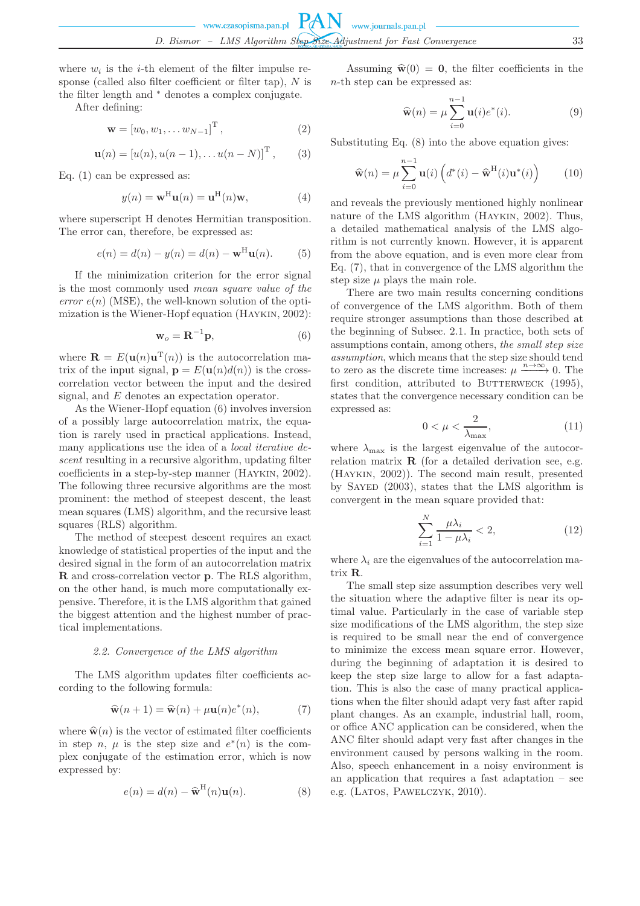where $w_i$ is the $i$-th element of the filter impulse response (called also filter coefficient or filter tap), $N$ is the filter length and $^*$ denotes a complex conjugate.

After defining:

$$\mathbf{w} = [w_0, w_1, \dots w_{N-1}]^{\mathrm{T}}, \tag{2}$$

$$\mathbf{u}(n) = [u(n), u(n-1), \dots u(n-N)]^{\mathrm{T}}, \tag{3}$$

Eq. (1) can be expressed as:

$$y(n) = \mathbf{w}^{\mathrm{H}}\mathbf{u}(n) = \mathbf{u}^{\mathrm{H}}(n)\mathbf{w}, \tag{4}$$

where superscript H denotes Hermitian transposition. The error can, therefore, be expressed as:

$$e(n) = d(n) - y(n) = d(n) - \mathbf{w}^{\mathrm{H}}\mathbf{u}(n). \tag{5}$$

If the minimization criterion for the error signal is the most commonly used *mean square value of the error* $e(n)$ (MSE), the well-known solution of the optimization is the Wiener-Hopf equation (Haykin, 2002):

$$\mathbf{w}_o = \mathbf{R}^{-1}\mathbf{p}, \tag{6}$$

where $\mathbf{R} = E(\mathbf{u}(n)\mathbf{u}^{\mathrm{T}}(n))$ is the autocorrelation matrix of the input signal, $\mathbf{p} = E(\mathbf{u}(n)d(n))$ is the cross-correlation vector between the input and the desired signal, and $E$ denotes an expectation operator.

As the Wiener-Hopf equation (6) involves inversion of a possibly large autocorrelation matrix, the equation is rarely used in practical applications. Instead, many applications use the idea of a *local iterative descent* resulting in a recursive algorithm, updating filter coefficients in a step-by-step manner (Haykin, 2002). The following three recursive algorithms are the most prominent: the method of steepest descent, the least mean squares (LMS) algorithm, and the recursive least squares (RLS) algorithm.

The method of steepest descent requires an exact knowledge of statistical properties of the input and the desired signal in the form of an autocorrelation matrix $\mathbf{R}$ and cross-correlation vector $\mathbf{p}$. The RLS algorithm, on the other hand, is much more computationally expensive. Therefore, it is the LMS algorithm that gained the biggest attention and the highest number of practical implementations.

### 2.2. Convergence of the LMS algorithm

The LMS algorithm updates filter coefficients according to the following formula:

$$\widehat{\mathbf{w}}(n+1) = \widehat{\mathbf{w}}(n) + \mu\mathbf{u}(n)e^*(n), \tag{7}$$

where $\widehat{\mathbf{w}}(n)$ is the vector of estimated filter coefficients in step $n$, $\mu$ is the step size and $e^*(n)$ is the complex conjugate of the estimation error, which is now expressed by:

$$e(n) = d(n) - \widehat{\mathbf{w}}^{\mathrm{H}}(n)\mathbf{u}(n). \tag{8}$$

Assuming $\widehat{\mathbf{w}}(0) = \mathbf{0}$, the filter coefficients in the $n$-th step can be expressed as:

$$\widehat{\mathbf{w}}(n) = \mu\sum_{i=0}^{n-1}\mathbf{u}(i)e^*(i). \tag{9}$$

Substituting Eq. (8) into the above equation gives:

$$\widehat{\mathbf{w}}(n) = \mu\sum_{i=0}^{n-1}\mathbf{u}(i)\left(d^*(i) - \widehat{\mathbf{w}}^{\mathrm{H}}(i)\mathbf{u}^*(i)\right) \tag{10}$$

and reveals the previously mentioned highly nonlinear nature of the LMS algorithm (Haykin, 2002). Thus, a detailed mathematical analysis of the LMS algorithm is not currently known. However, it is apparent from the above equation, and is even more clear from Eq. (7), that in convergence of the LMS algorithm the step size $\mu$ plays the main role.

There are two main results concerning conditions of convergence of the LMS algorithm. Both of them require stronger assumptions than those described at the beginning of Subsec. 2.1. In practice, both sets of assumptions contain, among others, *the small step size assumption*, which means that the step size should tend to zero as the discrete time increases: $\mu \xrightarrow{n\to\infty} 0$. The first condition, attributed to Butterweck (1995), states that the convergence necessary condition can be expressed as:

$$0 < \mu < \frac{2}{\lambda_{\max}}, \tag{11}$$

where $\lambda_{\max}$ is the largest eigenvalue of the autocorrelation matrix $\mathbf{R}$ (for a detailed derivation see, e.g. (Haykin, 2002)). The second main result, presented by Sayed (2003), states that the LMS algorithm is convergent in the mean square provided that:

$$\sum_{i=1}^{N}\frac{\mu\lambda_i}{1-\mu\lambda_i} < 2, \tag{12}$$

where $\lambda_i$ are the eigenvalues of the autocorrelation matrix $\mathbf{R}$.

The small step size assumption describes very well the situation where the adaptive filter is near its optimal value. Particularly in the case of variable step size modifications of the LMS algorithm, the step size is required to be small near the end of convergence to minimize the excess mean square error. However, during the beginning of adaptation it is desired to keep the step size large to allow for a fast adaptation. This is also the case of many practical applications when the filter should adapt very fast after rapid plant changes. As an example, industrial hall, room, or office ANC application can be considered, when the ANC filter should adapt very fast after changes in the environment caused by persons walking in the room. Also, speech enhancement in a noisy environment is an application that requires a fast adaptation – see e.g. (Latos, Pawelczyk, 2010).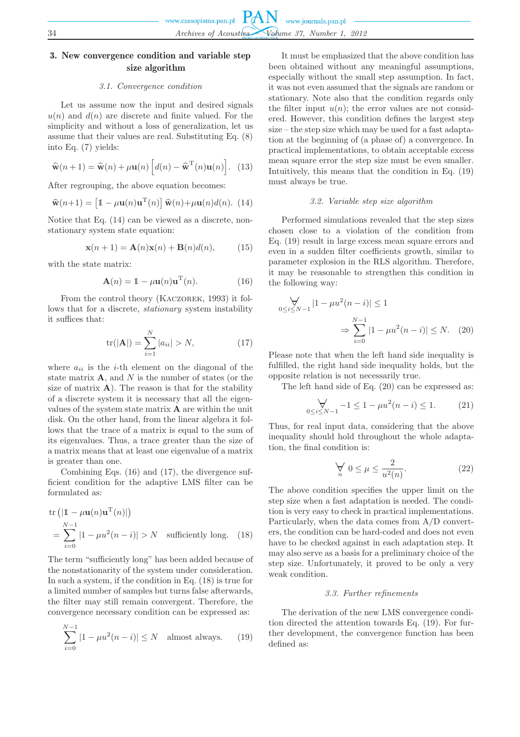## 3. New convergence condition and variable step size algorithm

### 3.1. Convergence condition

Let us assume now the input and desired signals $u(n)$ and $d(n)$ are discrete and finite valued. For the simplicity and without a loss of generalization, let us assume that their values are real. Substituting Eq. (8) into Eq. (7) yields:

$$\widehat{\mathbf{w}}(n+1) = \widehat{\mathbf{w}}(n) + \mu\mathbf{u}(n)\left[d(n) - \widehat{\mathbf{w}}^{\mathrm{T}}(n)\mathbf{u}(n)\right]. \quad (13)$$

After regrouping, the above equation becomes:

$$\widehat{\mathbf{w}}(n+1) = \left[\mathbb{1} - \mu\mathbf{u}(n)\mathbf{u}^{\mathrm{T}}(n)\right]\widehat{\mathbf{w}}(n) + \mu\mathbf{u}(n)d(n). \quad (14)$$

Notice that Eq. (14) can be viewed as a discrete, nonstationary system state equation:

$$\mathbf{x}(n+1) = \mathbf{A}(n)\mathbf{x}(n) + \mathbf{B}(n)d(n), \quad (15)$$

with the state matrix:

$$\mathbf{A}(n) = \mathbb{1} - \mu\mathbf{u}(n)\mathbf{u}^{\mathrm{T}}(n). \quad (16)$$

From the control theory (Kaczorek, 1993) it follows that for a discrete, *stationary* system instability it suffices that:

$$\mathrm{tr}(|\mathbf{A}|) = \sum_{i=1}^{N}|a_{ii}| > N, \quad (17)$$

where $a_{ii}$ is the $i$-th element on the diagonal of the state matrix $\mathbf{A}$, and $N$ is the number of states (or the size of matrix $\mathbf{A}$). The reason is that for the stability of a discrete system it is necessary that all the eigenvalues of the system state matrix $\mathbf{A}$ are within the unit disk. On the other hand, from the linear algebra it follows that the trace of a matrix is equal to the sum of its eigenvalues. Thus, a trace greater than the size of a matrix means that at least one eigenvalue of a matrix is greater than one.

Combining Eqs. (16) and (17), the divergence sufficient condition for the adaptive LMS filter can be formulated as:

$$\mathrm{tr}\left(\left|\mathbb{1} - \mu\mathbf{u}(n)\mathbf{u}^{\mathrm{T}}(n)\right|\right) = \sum_{i=0}^{N-1}\left|1 - \mu u^2(n-i)\right| > N \quad \text{sufficiently long}. \quad (18)$$

The term "sufficiently long" has been added because of the nonstationarity of the system under consideration. In such a system, if the condition in Eq. (18) is true for a limited number of samples but turns false afterwards, the filter may still remain convergent. Therefore, the convergence necessary condition can be expressed as:

$$\sum_{i=0}^{N-1}\left|1 - \mu u^2(n-i)\right| \le N \quad \text{almost always}. \quad (19)$$

It must be emphasized that the above condition has been obtained without any meaningful assumptions, especially without the small step assumption. In fact, it was not even assumed that the signals are random or stationary. Note also that the condition regards only the filter input $u(n)$; the error values are not considered. However, this condition defines the largest step size – the step size which may be used for a fast adaptation at the beginning of (a phase of) a convergence. In practical implementations, to obtain acceptable excess mean square error the step size must be even smaller. Intuitively, this means that the condition in Eq. (19) must always be true.

### 3.2. Variable step size algorithm

Performed simulations revealed that the step sizes chosen close to a violation of the condition from Eq. (19) result in large excess mean square errors and even in a sudden filter coefficients growth, similar to parameter explosion in the RLS algorithm. Therefore, it may be reasonable to strengthen this condition in the following way:

$$\underset{0\le i\le N-1}{\forall}\left|1 - \mu u^2(n-i)\right| \le 1 \quad \Rightarrow \sum_{i=0}^{N-1}\left|1 - \mu u^2(n-i)\right| \le N. \quad (20)$$

Please note that when the left hand side inequality is fulfilled, the right hand side inequality holds, but the opposite relation is not necessarily true.

The left hand side of Eq. (20) can be expressed as:

$$\underset{0\le i\le N-1}{\forall} -1 \le 1 - \mu u^2(n-i) \le 1. \quad (21)$$

Thus, for real input data, considering that the above inequality should hold throughout the whole adaptation, the final condition is:

$$\underset{n}{\forall}\ 0 \le \mu \le \frac{2}{u^2(n)}. \quad (22)$$

The above condition specifies the upper limit on the step size when a fast adaptation is needed. The condition is very easy to check in practical implementations. Particularly, when the data comes from A/D converters, the condition can be hard-coded and does not even have to be checked against in each adaptation step. It may also serve as a basis for a preliminary choice of the step size. Unfortunately, it proved to be only a very weak condition.

### 3.3. Further refinements

The derivation of the new LMS convergence condition directed the attention towards Eq. (19). For further development, the convergence function has been defined as: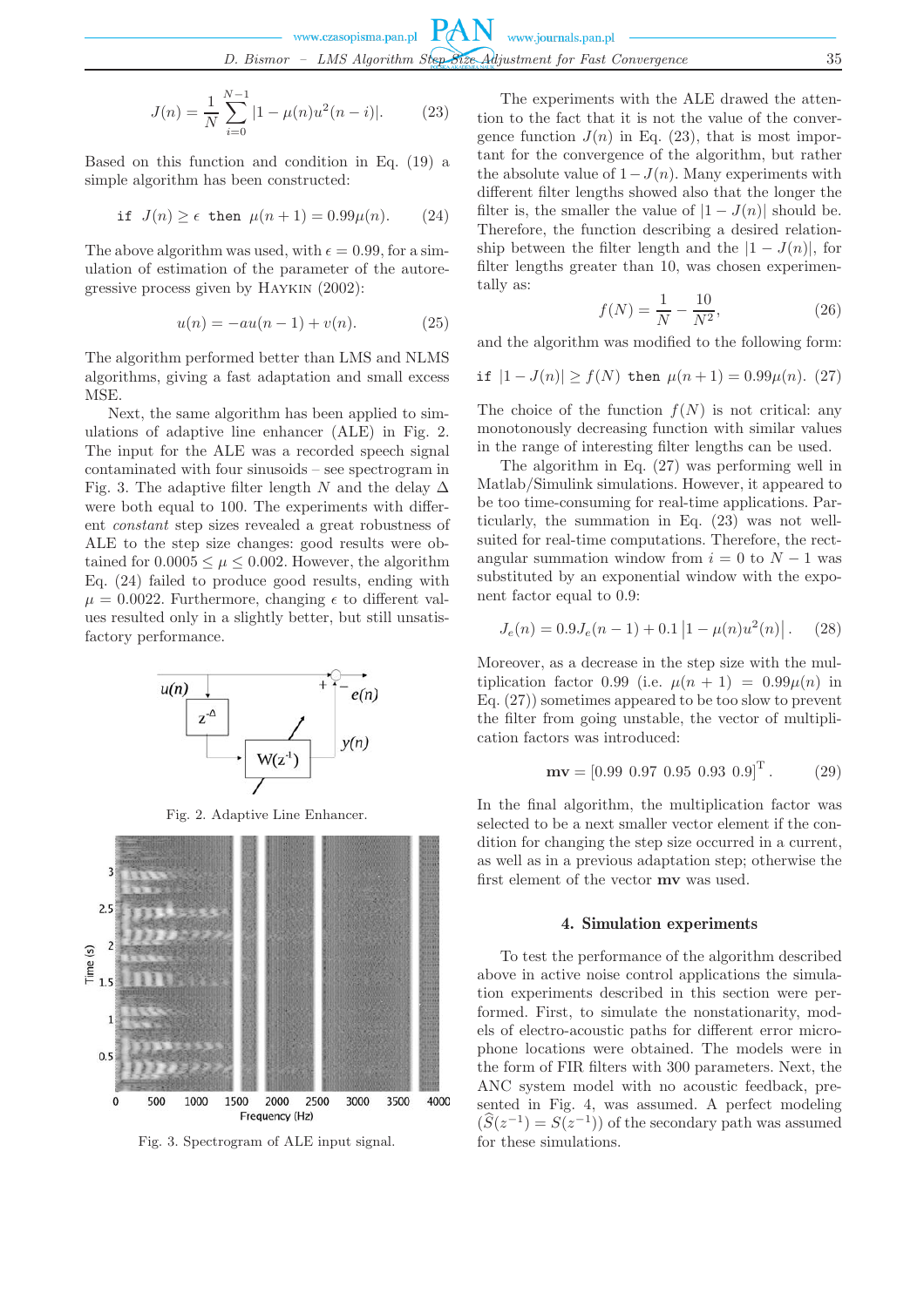$$J(n) = \frac{1}{N}\sum_{i=0}^{N-1}|1-\mu(n)u^2(n-i)|. \qquad (23)$$

Based on this function and condition in Eq. (19) a simple algorithm has been constructed:

$$\texttt{if}\ J(n) \geq \epsilon\ \texttt{then}\ \mu(n+1) = 0.99\mu(n). \qquad (24)$$

The above algorithm was used, with $\epsilon = 0.99$, for a simulation of estimation of the parameter of the autoregressive process given by Haykin (2002):

$$u(n) = -au(n-1) + v(n). \qquad (25)$$

The algorithm performed better than LMS and NLMS algorithms, giving a fast adaptation and small excess MSE.

Next, the same algorithm has been applied to simulations of adaptive line enhancer (ALE) in Fig. 2. The input for the ALE was a recorded speech signal contaminated with four sinusoids – see spectrogram in Fig. 3. The adaptive filter length $N$ and the delay $\Delta$ were both equal to 100. The experiments with different *constant* step sizes revealed a great robustness of ALE to the step size changes: good results were obtained for $0.0005 \leq \mu \leq 0.002$. However, the algorithm Eq. (24) failed to produce good results, ending with $\mu = 0.0022$. Furthermore, changing $\epsilon$ to different values resulted only in a slightly better, but still unsatisfactory performance.

Fig. 2. Adaptive Line Enhancer.

Fig. 3. Spectrogram of ALE input signal.

The experiments with the ALE drawed the attention to the fact that it is not the value of the convergence function $J(n)$ in Eq. (23), that is most important for the convergence of the algorithm, but rather the absolute value of $1-J(n)$. Many experiments with different filter lengths showed also that the longer the filter is, the smaller the value of $|1-J(n)|$ should be. Therefore, the function describing a desired relationship between the filter length and the $|1-J(n)|$, for filter lengths greater than 10, was chosen experimentally as:

$$f(N) = \frac{1}{N} - \frac{10}{N^2}, \qquad (26)$$

and the algorithm was modified to the following form:

$$\texttt{if}\ |1-J(n)| \geq f(N)\ \texttt{then}\ \mu(n+1) = 0.99\mu(n). \qquad (27)$$

The choice of the function $f(N)$ is not critical: any monotonously decreasing function with similar values in the range of interesting filter lengths can be used.

The algorithm in Eq. (27) was performing well in Matlab/Simulink simulations. However, it appeared to be too time-consuming for real-time applications. Particularly, the summation in Eq. (23) was not well-suited for real-time computations. Therefore, the rectangular summation window from $i = 0$ to $N-1$ was substituted by an exponential window with the exponent factor equal to 0.9:

$$J_e(n) = 0.9J_e(n-1) + 0.1\left|1-\mu(n)u^2(n)\right|. \qquad (28)$$

Moreover, as a decrease in the step size with the multiplication factor 0.99 (i.e. $\mu(n+1) = 0.99\mu(n)$ in Eq. (27)) sometimes appeared to be too slow to prevent the filter from going unstable, the vector of multiplication factors was introduced:

$$\mathbf{mv} = [0.99\ 0.97\ 0.95\ 0.93\ 0.9]^{\mathrm{T}}. \qquad (29)$$

In the final algorithm, the multiplication factor was selected to be a next smaller vector element if the condition for changing the step size occurred in a current, as well as in a previous adaptation step; otherwise the first element of the vector **mv** was used.

## 4. Simulation experiments

To test the performance of the algorithm described above in active noise control applications the simulation experiments described in this section were performed. First, to simulate the nonstationarity, models of electro-acoustic paths for different error microphone locations were obtained. The models were in the form of FIR filters with 300 parameters. Next, the ANC system model with no acoustic feedback, presented in Fig. 4, was assumed. A perfect modeling $(\widehat{S}(z^{-1}) = S(z^{-1}))$ of the secondary path was assumed for these simulations.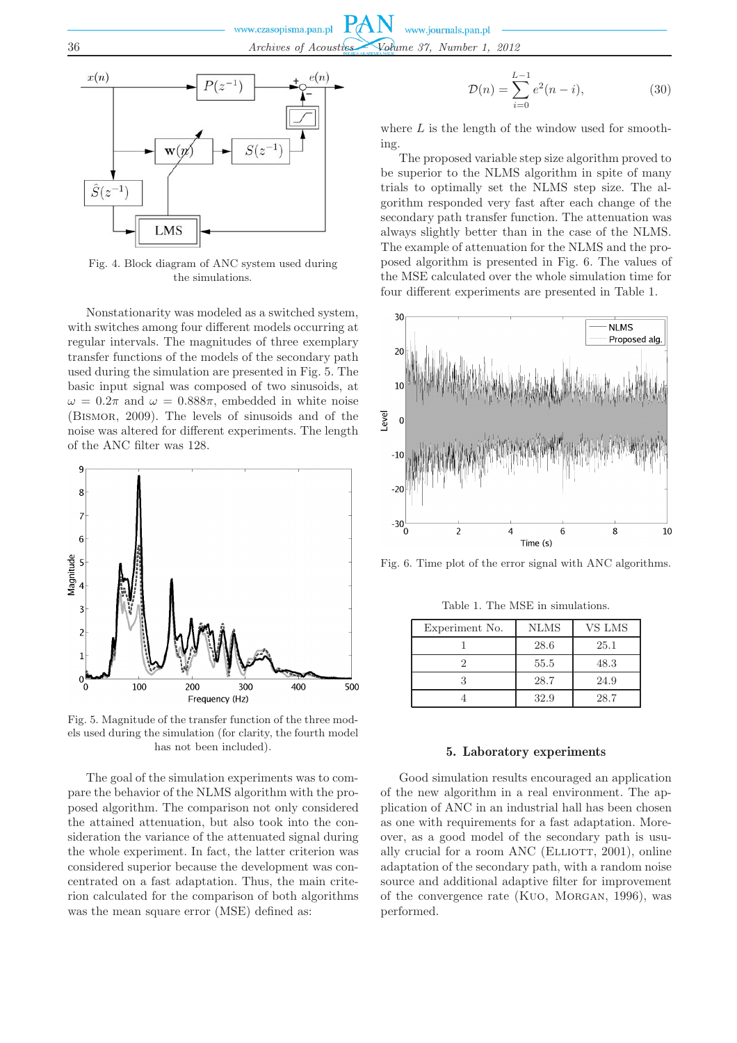Fig. 4. Block diagram of ANC system used during the simulations.

Nonstationarity was modeled as a switched system, with switches among four different models occurring at regular intervals. The magnitudes of three exemplary transfer functions of the models of the secondary path used during the simulation are presented in Fig. 5. The basic input signal was composed of two sinusoids, at $\omega = 0.2\pi$ and $\omega = 0.888\pi$, embedded in white noise (Bismor, 2009). The levels of sinusoids and of the noise was altered for different experiments. The length of the ANC filter was 128.

Fig. 5. Magnitude of the transfer function of the three models used during the simulation (for clarity, the fourth model has not been included).

The goal of the simulation experiments was to compare the behavior of the NLMS algorithm with the proposed algorithm. The comparison not only considered the attained attenuation, but also took into consideration the variance of the attenuated signal during the whole experiment. In fact, the latter criterion was considered superior because the development was concentrated on a fast adaptation. Thus, the main criterion calculated for the comparison of both algorithms was the mean square error (MSE) defined as:

$$\mathcal{D}(n) = \sum_{i=0}^{L-1} e^2(n-i), \tag{30}$$

where $L$ is the length of the window used for smoothing.

The proposed variable step size algorithm proved to be superior to the NLMS algorithm in spite of many trials to optimally set the NLMS step size. The algorithm responded very fast after each change of the secondary path transfer function. The attenuation was always slightly better than in the case of the NLMS. The example of attenuation for the NLMS and the proposed algorithm is presented in Fig. 6. The values of the MSE calculated over the whole simulation time for four different experiments are presented in Table 1.

Fig. 6. Time plot of the error signal with ANC algorithms.

Table 1. The MSE in simulations.

| Experiment No. | NLMS | VS LMS |
|---|---|---|
| 1 | 28.6 | 25.1 |
| 2 | 55.5 | 48.3 |
| 3 | 28.7 | 24.9 |
| 4 | 32.9 | 28.7 |

## 5. Laboratory experiments

Good simulation results encouraged an application of the new algorithm in a real environment. The application of ANC in an industrial hall has been chosen as one with requirements for a fast adaptation. Moreover, as a good model of the secondary path is usually crucial for a room ANC (Elliott, 2001), online adaptation of the secondary path, with a random noise source and additional adaptive filter for improvement of the convergence rate (Kuo, Morgan, 1996), was performed.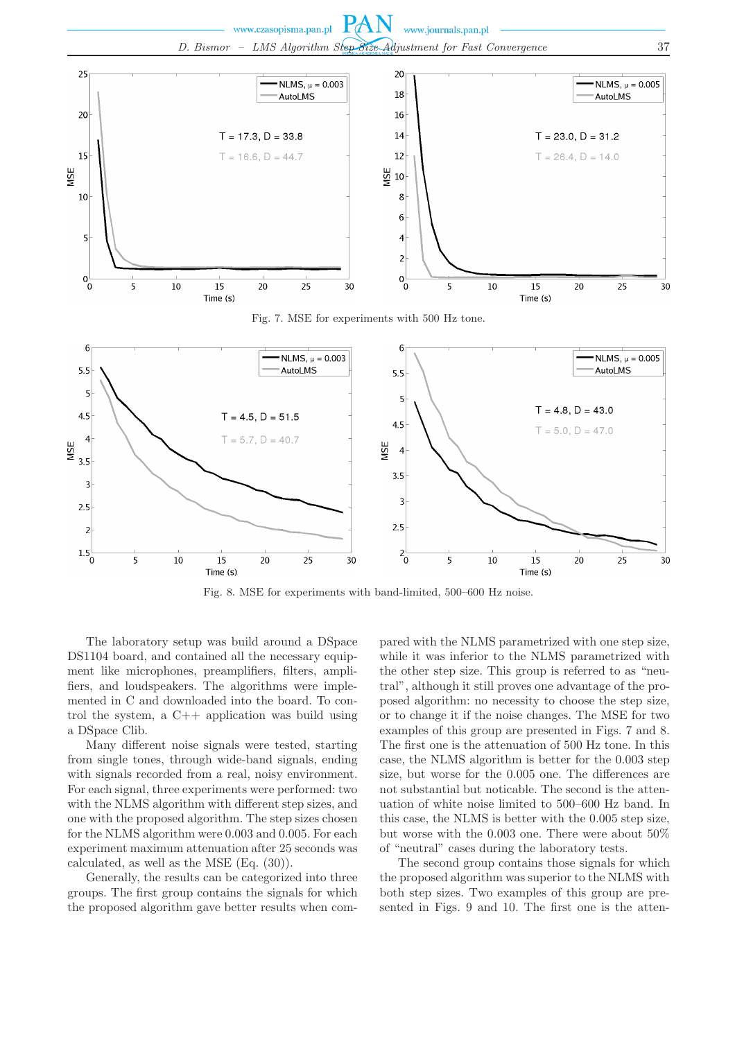Fig. 7. MSE for experiments with 500 Hz tone.

Fig. 8. MSE for experiments with band-limited, 500–600 Hz noise.

The laboratory setup was build around a DSpace DS1104 board, and contained all the necessary equipment like microphones, preamplifiers, filters, amplifiers, and loudspeakers. The algorithms were implemented in C and downloaded into the board. To control the system, a C++ application was build using a DSpace Clib.

Many different noise signals were tested, starting from single tones, through wide-band signals, ending with signals recorded from a real, noisy environment. For each signal, three experiments were performed: two with the NLMS algorithm with different step sizes, and one with the proposed algorithm. The step sizes chosen for the NLMS algorithm were 0.003 and 0.005. For each experiment maximum attenuation after 25 seconds was calculated, as well as the MSE (Eq. (30)).

Generally, the results can be categorized into three groups. The first group contains the signals for which the proposed algorithm gave better results when compared with the NLMS parametrized with one step size, while it was inferior to the NLMS parametrized with the other step size. This group is referred to as "neutral", although it still proves one advantage of the proposed algorithm: no necessity to choose the step size, or to change it if the noise changes. The MSE for two examples of this group are presented in Figs. 7 and 8. The first one is the attenuation of 500 Hz tone. In this case, the NLMS algorithm is better for the 0.003 step size, but worse for the 0.005 one. The differences are not substantial but noticable. The second is the attenuation of white noise limited to 500–600 Hz band. In this case, the NLMS is better with the 0.005 step size, but worse with the 0.003 one. There were about 50% of "neutral" cases during the laboratory tests.

The second group contains those signals for which the proposed algorithm was superior to the NLMS with both step sizes. Two examples of this group are presented in Figs. 9 and 10. The first one is the atten-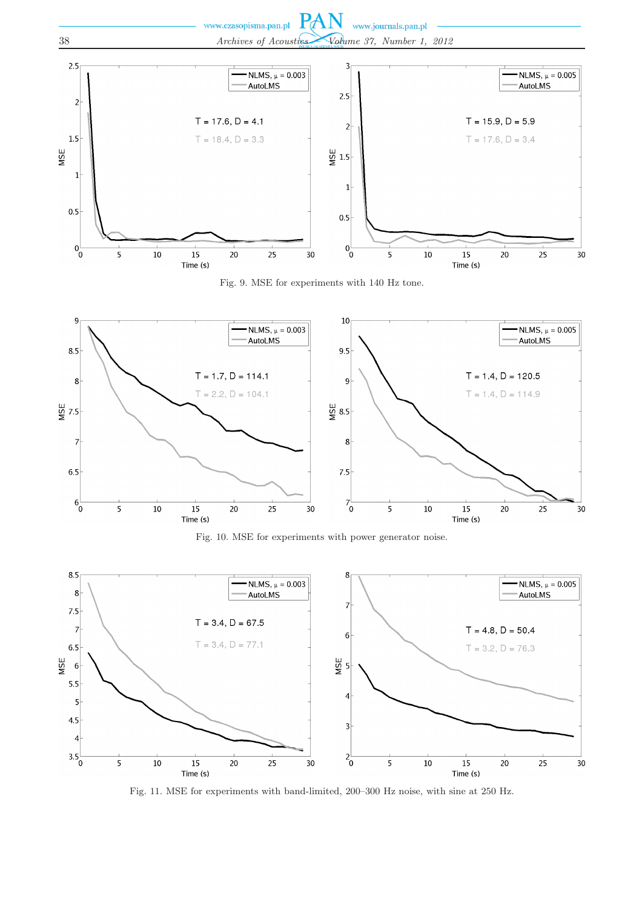Fig. 9. MSE for experiments with 140 Hz tone.

Fig. 10. MSE for experiments with power generator noise.

Fig. 11. MSE for experiments with band-limited, 200–300 Hz noise, with sine at 250 Hz.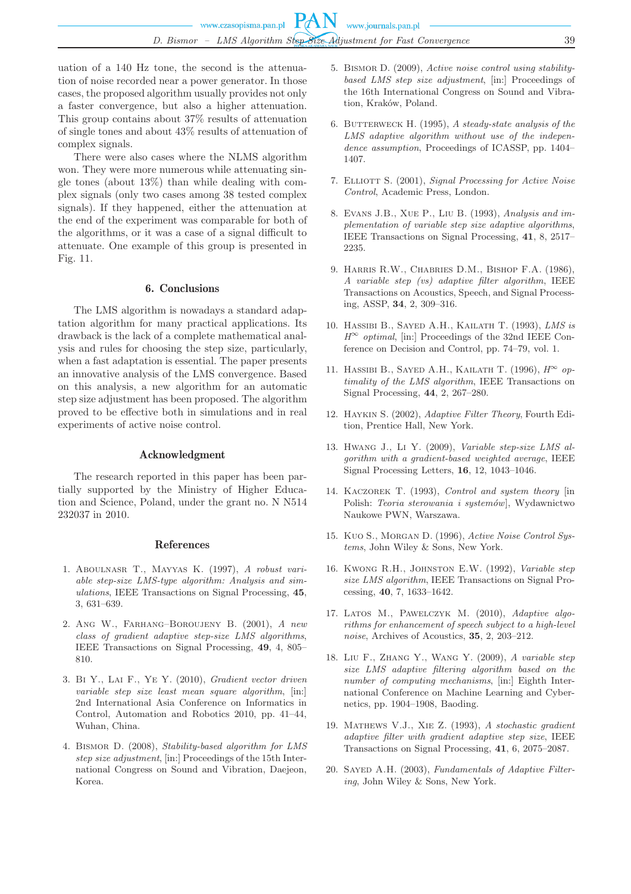uation of a 140 Hz tone, the second is the attenuation of noise recorded near a power generator. In those cases, the proposed algorithm usually provides not only a faster convergence, but also a higher attenuation. This group contains about 37% results of attenuation of single tones and about 43% results of attenuation of complex signals.

There were also cases where the NLMS algorithm won. They were more numerous while attenuating single tones (about 13%) than while dealing with complex signals (only two cases among 38 tested complex signals). If they happened, either the attenuation at the end of the experiment was comparable for both of the algorithms, or it was a case of a signal difficult to attenuate. One example of this group is presented in Fig. 11.

## 6. Conclusions

The LMS algorithm is nowadays a standard adaptation algorithm for many practical applications. Its drawback is the lack of a complete mathematical analysis and rules for choosing the step size, particularly, when a fast adaptation is essential. The paper presents an innovative analysis of the LMS convergence. Based on this analysis, a new algorithm for an automatic step size adjustment has been proposed. The algorithm proved to be effective both in simulations and in real experiments of active noise control.

## Acknowledgment

The research reported in this paper has been partially supported by the Ministry of Higher Education and Science, Poland, under the grant no. N N514 232037 in 2010.

## References

1. Aboulnasr T., Mayyas K. (1997), *A robust variable step-size LMS-type algorithm: Analysis and simulations*, IEEE Transactions on Signal Processing, **45**, 3, 631–639.
2. Ang W., Farhang–Boroujeny B. (2001), *A new class of gradient adaptive step-size LMS algorithms*, IEEE Transactions on Signal Processing, **49**, 4, 805–810.
3. Bi Y., Lai F., Ye Y. (2010), *Gradient vector driven variable step size least mean square algorithm*, [in:] 2nd International Asia Conference on Informatics in Control, Automation and Robotics 2010, pp. 41–44, Wuhan, China.
4. Bismor D. (2008), *Stability-based algorithm for LMS step size adjustment*, [in:] Proceedings of the 15th International Congress on Sound and Vibration, Daejeon, Korea.
5. Bismor D. (2009), *Active noise control using stability-based LMS step size adjustment*, [in:] Proceedings of the 16th International Congress on Sound and Vibration, Kraków, Poland.
6. Butterweck H. (1995), *A steady-state analysis of the LMS adaptive algorithm without use of the independence assumption*, Proceedings of ICASSP, pp. 1404–1407.
7. Elliott S. (2001), *Signal Processing for Active Noise Control*, Academic Press, London.
8. Evans J.B., Xue P., Liu B. (1993), *Analysis and implementation of variable step size adaptive algorithms*, IEEE Transactions on Signal Processing, **41**, 8, 2517–2235.
9. Harris R.W., Chabries D.M., Bishop F.A. (1986), *A variable step (vs) adaptive filter algorithm*, IEEE Transactions on Acoustics, Speech, and Signal Processing, ASSP, **34**, 2, 309–316.
10. Hassibi B., Sayed A.H., Kailath T. (1993), *LMS is $H^\infty$ optimal*, [in:] Proceedings of the 32nd IEEE Conference on Decision and Control, pp. 74–79, vol. 1.
11. Hassibi B., Sayed A.H., Kailath T. (1996), *$H^\infty$ optimality of the LMS algorithm*, IEEE Transactions on Signal Processing, **44**, 2, 267–280.
12. Haykin S. (2002), *Adaptive Filter Theory*, Fourth Edition, Prentice Hall, New York.
13. Hwang J., Li Y. (2009), *Variable step-size LMS algorithm with a gradient-based weighted average*, IEEE Signal Processing Letters, **16**, 12, 1043–1046.
14. Kaczorek T. (1993), *Control and system theory* [in Polish: *Teoria sterowania i systemów*], Wydawnictwo Naukowe PWN, Warszawa.
15. Kuo S., Morgan D. (1996), *Active Noise Control Systems*, John Wiley & Sons, New York.
16. Kwong R.H., Johnston E.W. (1992), *Variable step size LMS algorithm*, IEEE Transactions on Signal Processing, **40**, 7, 1633–1642.
17. Latos M., Pawelczyk M. (2010), *Adaptive algorithms for enhancement of speech subject to a high-level noise*, Archives of Acoustics, **35**, 2, 203–212.
18. Liu F., Zhang Y., Wang Y. (2009), *A variable step size LMS adaptive filtering algorithm based on the number of computing mechanisms*, [in:] Eighth International Conference on Machine Learning and Cybernetics, pp. 1904–1908, Baoding.
19. Mathews V.J., Xie Z. (1993), *A stochastic gradient adaptive filter with gradient adaptive step size*, IEEE Transactions on Signal Processing, **41**, 6, 2075–2087.
20. Sayed A.H. (2003), *Fundamentals of Adaptive Filtering*, John Wiley & Sons, New York.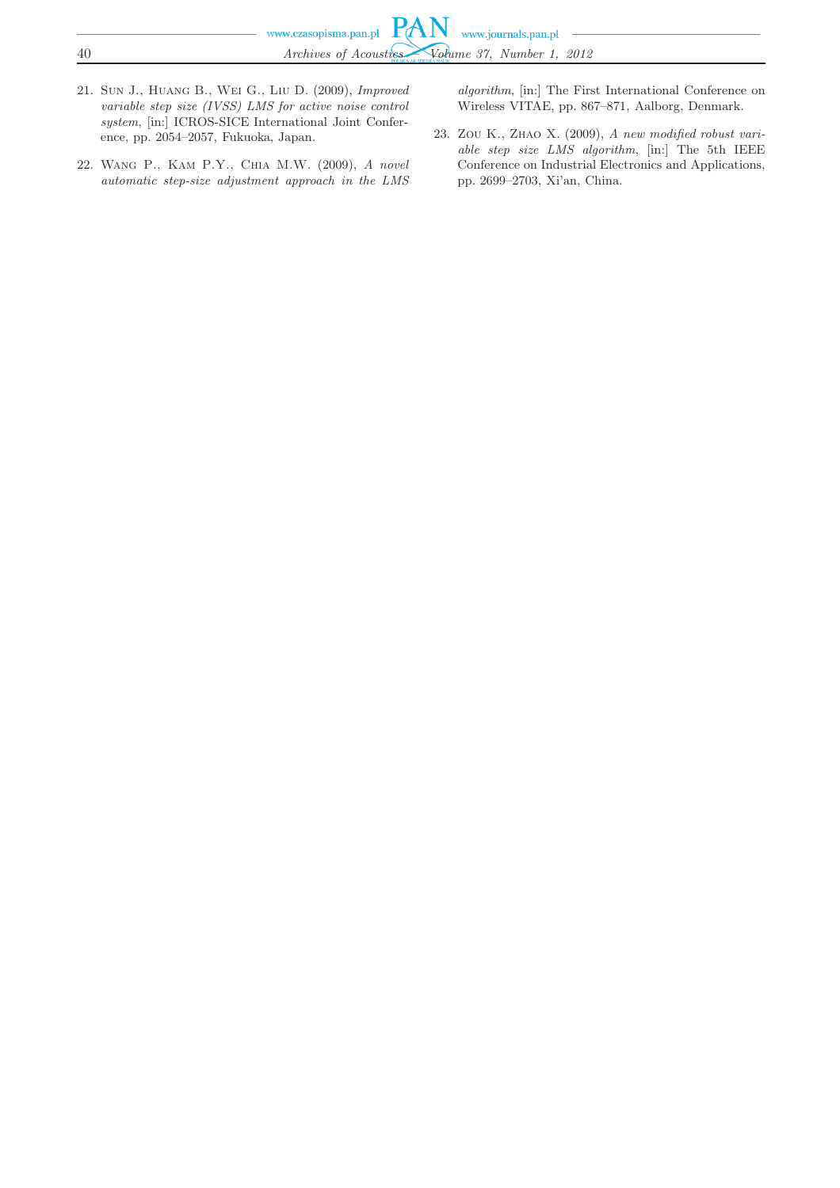21. Sun J., Huang B., Wei G., Liu D. (2009), *Improved variable step size (IVSS) LMS for active noise control system*, [in:] ICROS-SICE International Joint Conference, pp. 2054–2057, Fukuoka, Japan.

22. Wang P., Kam P.Y., Chia M.W. (2009), *A novel automatic step-size adjustment approach in the LMS algorithm*, [in:] The First International Conference on Wireless VITAE, pp. 867–871, Aalborg, Denmark.

23. Zou K., Zhao X. (2009), *A new modified robust variable step size LMS algorithm*, [in:] The 5th IEEE Conference on Industrial Electronics and Applications, pp. 2699–2703, Xi'an, China.